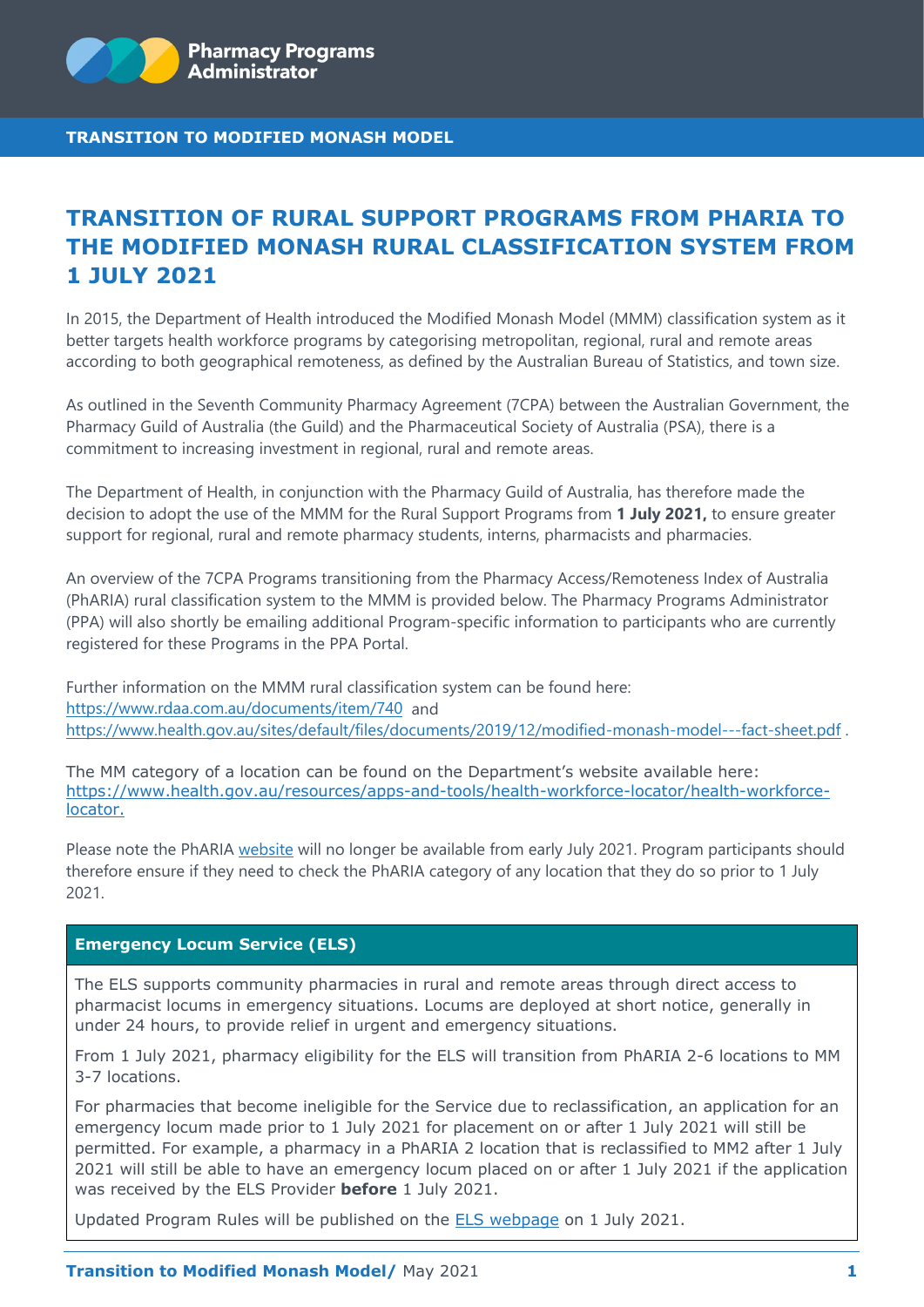Pharmacy Programs Administrator

**TRANSITION TO MODIFIED MONASH MODEL**

# TRANSITION OF RURAL SUPPORT PROGRAMS FROM PHARIA TO THE MODIFIED MONASH RURAL CLASSIFICATION SYSTEM FROM 1 JULY 2021

In 2015, the Department of Health introduced the Modified Monash Model (MMM) classification system as it better targets health workforce programs by categorising metropolitan, regional, rural and remote areas according to both geographical remoteness, as defined by the Australian Bureau of Statistics, and town size.

As outlined in the Seventh Community Pharmacy Agreement (7CPA) between the Australian Government, the Pharmacy Guild of Australia (the Guild) and the Pharmaceutical Society of Australia (PSA), there is a commitment to increasing investment in regional, rural and remote areas.

The Department of Health, in conjunction with the Pharmacy Guild of Australia, has therefore made the decision to adopt the use of the MMM for the Rural Support Programs from **1 July 2021,** to ensure greater support for regional, rural and remote pharmacy students, interns, pharmacists and pharmacies.

An overview of the 7CPA Programs transitioning from the Pharmacy Access/Remoteness Index of Australia (PhARIA) rural classification system to the MMM is provided below. The Pharmacy Programs Administrator (PPA) will also shortly be emailing additional Program-specific information to participants who are currently registered for these Programs in the PPA Portal.

Further information on the MMM rural classification system can be found here: https://www.rdaa.com.au/documents/item/740 and https://www.health.gov.au/sites/default/files/documents/2019/12/modified-monash-model---fact-sheet.pdf .

The MM category of a location can be found on the Department's website available here: https://www.health.gov.au/resources/apps-and-tools/health-workforce-locator/health-workforce-locator.

Please note the PhARIA website will no longer be available from early July 2021. Program participants should therefore ensure if they need to check the PhARIA category of any location that they do so prior to 1 July 2021.

## Emergency Locum Service (ELS)

The ELS supports community pharmacies in rural and remote areas through direct access to pharmacist locums in emergency situations. Locums are deployed at short notice, generally in under 24 hours, to provide relief in urgent and emergency situations.

From 1 July 2021, pharmacy eligibility for the ELS will transition from PhARIA 2-6 locations to MM 3-7 locations.

For pharmacies that become ineligible for the Service due to reclassification, an application for an emergency locum made prior to 1 July 2021 for placement on or after 1 July 2021 will still be permitted. For example, a pharmacy in a PhARIA 2 location that is reclassified to MM2 after 1 July 2021 will still be able to have an emergency locum placed on or after 1 July 2021 if the application was received by the ELS Provider **before** 1 July 2021.

Updated Program Rules will be published on the ELS webpage on 1 July 2021.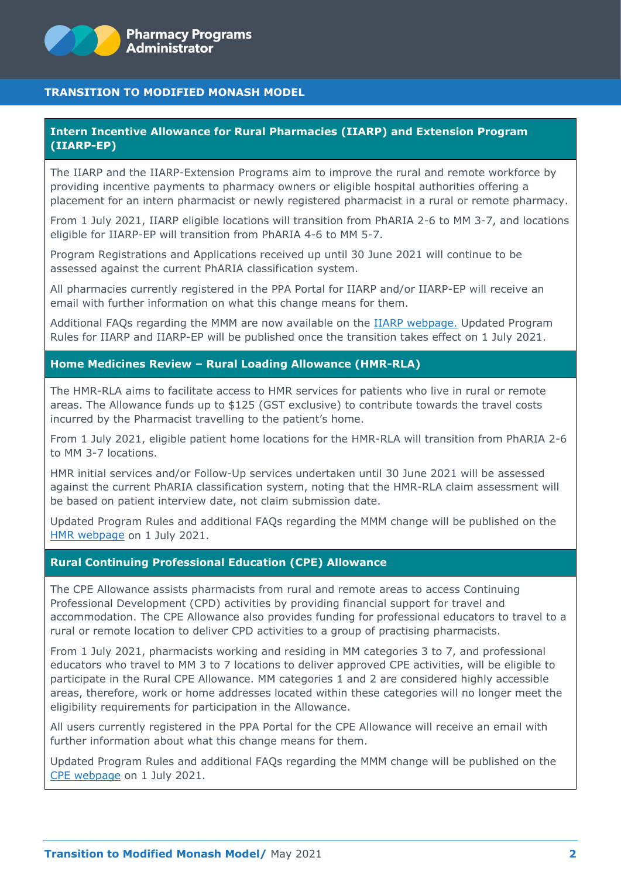## Intern Incentive Allowance for Rural Pharmacies (IIARP) and Extension Program (IIARP-EP)

The IIARP and the IIARP-Extension Programs aim to improve the rural and remote workforce by providing incentive payments to pharmacy owners or eligible hospital authorities offering a placement for an intern pharmacist or newly registered pharmacist in a rural or remote pharmacy.

From 1 July 2021, IIARP eligible locations will transition from PhARIA 2-6 to MM 3-7, and locations eligible for IIARP-EP will transition from PhARIA 4-6 to MM 5-7.

Program Registrations and Applications received up until 30 June 2021 will continue to be assessed against the current PhARIA classification system.

All pharmacies currently registered in the PPA Portal for IIARP and/or IIARP-EP will receive an email with further information on what this change means for them.

Additional FAQs regarding the MMM are now available on the IIARP webpage. Updated Program Rules for IIARP and IIARP-EP will be published once the transition takes effect on 1 July 2021.

## Home Medicines Review – Rural Loading Allowance (HMR-RLA)

The HMR-RLA aims to facilitate access to HMR services for patients who live in rural or remote areas. The Allowance funds up to $125 (GST exclusive) to contribute towards the travel costs incurred by the Pharmacist travelling to the patient's home.

From 1 July 2021, eligible patient home locations for the HMR-RLA will transition from PhARIA 2-6 to MM 3-7 locations.

HMR initial services and/or Follow-Up services undertaken until 30 June 2021 will be assessed against the current PhARIA classification system, noting that the HMR-RLA claim assessment will be based on patient interview date, not claim submission date.

Updated Program Rules and additional FAQs regarding the MMM change will be published on the HMR webpage on 1 July 2021.

## Rural Continuing Professional Education (CPE) Allowance

The CPE Allowance assists pharmacists from rural and remote areas to access Continuing Professional Development (CPD) activities by providing financial support for travel and accommodation. The CPE Allowance also provides funding for professional educators to travel to a rural or remote location to deliver CPD activities to a group of practising pharmacists.

From 1 July 2021, pharmacists working and residing in MM categories 3 to 7, and professional educators who travel to MM 3 to 7 locations to deliver approved CPE activities, will be eligible to participate in the Rural CPE Allowance. MM categories 1 and 2 are considered highly accessible areas, therefore, work or home addresses located within these categories will no longer meet the eligibility requirements for participation in the Allowance.

All users currently registered in the PPA Portal for the CPE Allowance will receive an email with further information about what this change means for them.

Updated Program Rules and additional FAQs regarding the MMM change will be published on the CPE webpage on 1 July 2021.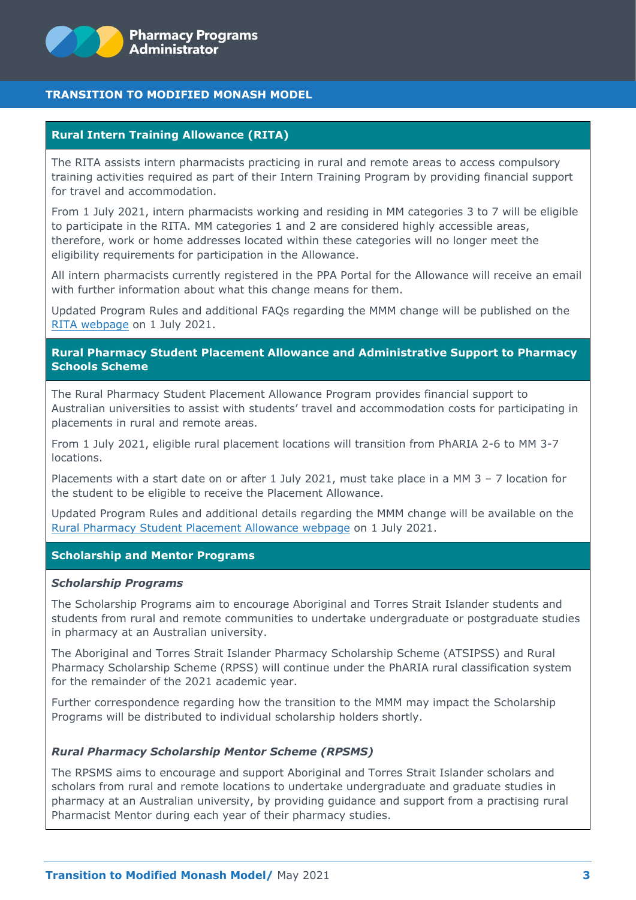## Rural Intern Training Allowance (RITA)

The RITA assists intern pharmacists practicing in rural and remote areas to access compulsory training activities required as part of their Intern Training Program by providing financial support for travel and accommodation.

From 1 July 2021, intern pharmacists working and residing in MM categories 3 to 7 will be eligible to participate in the RITA. MM categories 1 and 2 are considered highly accessible areas, therefore, work or home addresses located within these categories will no longer meet the eligibility requirements for participation in the Allowance.

All intern pharmacists currently registered in the PPA Portal for the Allowance will receive an email with further information about what this change means for them.

Updated Program Rules and additional FAQs regarding the MMM change will be published on the RITA webpage on 1 July 2021.

## Rural Pharmacy Student Placement Allowance and Administrative Support to Pharmacy Schools Scheme

The Rural Pharmacy Student Placement Allowance Program provides financial support to Australian universities to assist with students' travel and accommodation costs for participating in placements in rural and remote areas.

From 1 July 2021, eligible rural placement locations will transition from PhARIA 2-6 to MM 3-7 locations.

Placements with a start date on or after 1 July 2021, must take place in a MM 3 – 7 location for the student to be eligible to receive the Placement Allowance.

Updated Program Rules and additional details regarding the MMM change will be available on the Rural Pharmacy Student Placement Allowance webpage on 1 July 2021.

## Scholarship and Mentor Programs

### *Scholarship Programs*

The Scholarship Programs aim to encourage Aboriginal and Torres Strait Islander students and students from rural and remote communities to undertake undergraduate or postgraduate studies in pharmacy at an Australian university.

The Aboriginal and Torres Strait Islander Pharmacy Scholarship Scheme (ATSIPSS) and Rural Pharmacy Scholarship Scheme (RPSS) will continue under the PhARIA rural classification system for the remainder of the 2021 academic year.

Further correspondence regarding how the transition to the MMM may impact the Scholarship Programs will be distributed to individual scholarship holders shortly.

### *Rural Pharmacy Scholarship Mentor Scheme (RPSMS)*

The RPSMS aims to encourage and support Aboriginal and Torres Strait Islander scholars and scholars from rural and remote locations to undertake undergraduate and graduate studies in pharmacy at an Australian university, by providing guidance and support from a practising rural Pharmacist Mentor during each year of their pharmacy studies.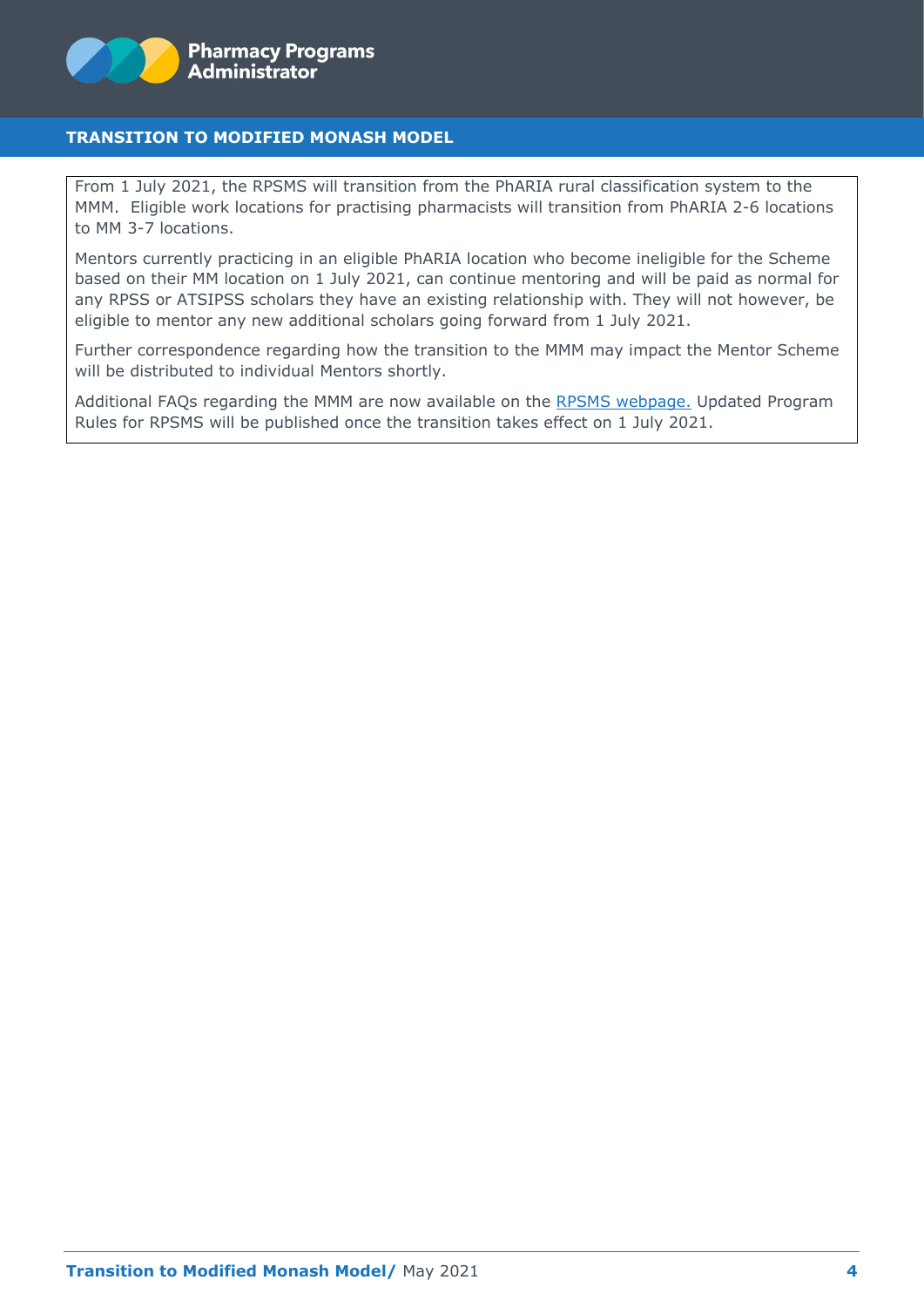## TRANSITION TO MODIFIED MONASH MODEL

From 1 July 2021, the RPSMS will transition from the PhARIA rural classification system to the MMM. Eligible work locations for practising pharmacists will transition from PhARIA 2-6 locations to MM 3-7 locations.

Mentors currently practicing in an eligible PhARIA location who become ineligible for the Scheme based on their MM location on 1 July 2021, can continue mentoring and will be paid as normal for any RPSS or ATSIPSS scholars they have an existing relationship with. They will not however, be eligible to mentor any new additional scholars going forward from 1 July 2021.

Further correspondence regarding how the transition to the MMM may impact the Mentor Scheme will be distributed to individual Mentors shortly.

Additional FAQs regarding the MMM are now available on the RPSMS webpage. Updated Program Rules for RPSMS will be published once the transition takes effect on 1 July 2021.